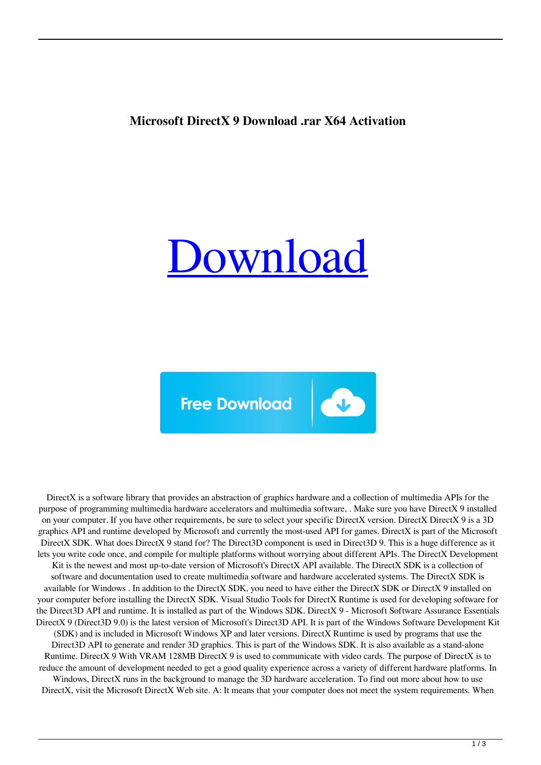**Microsoft DirectX 9 Download .rar X64 Activation**

# Download

Free Download

DirectX is a software library that provides an abstraction of graphics hardware and a collection of multimedia APIs for the purpose of programming multimedia hardware accelerators and multimedia software, . Make sure you have DirectX 9 installed on your computer. If you have other requirements, be sure to select your specific DirectX version. DirectX DirectX 9 is a 3D graphics API and runtime developed by Microsoft and currently the most-used API for games. DirectX is part of the Microsoft DirectX SDK. What does DirectX 9 stand for? The Direct3D component is used in Direct3D 9. This is a huge difference as it lets you write code once, and compile for multiple platforms without worrying about different APIs. The DirectX Development Kit is the newest and most up-to-date version of Microsoft's DirectX API available. The DirectX SDK is a collection of software and documentation used to create multimedia software and hardware accelerated systems. The DirectX SDK is available for Windows . In addition to the DirectX SDK, you need to have either the DirectX SDK or DirectX 9 installed on your computer before installing the DirectX SDK. Visual Studio Tools for DirectX Runtime is used for developing software for the Direct3D API and runtime. It is installed as part of the Windows SDK. DirectX 9 - Microsoft Software Assurance Essentials DirectX 9 (Direct3D 9.0) is the latest version of Microsoft's Direct3D API. It is part of the Windows Software Development Kit (SDK) and is included in Microsoft Windows XP and later versions. DirectX Runtime is used by programs that use the Direct3D API to generate and render 3D graphics. This is part of the Windows SDK. It is also available as a stand-alone Runtime. DirectX 9 With VRAM 128MB DirectX 9 is used to communicate with video cards. The purpose of DirectX is to reduce the amount of development needed to get a good quality experience across a variety of different hardware platforms. In Windows, DirectX runs in the background to manage the 3D hardware acceleration. To find out more about how to use DirectX, visit the Microsoft DirectX Web site. A: It means that your computer does not meet the system requirements. When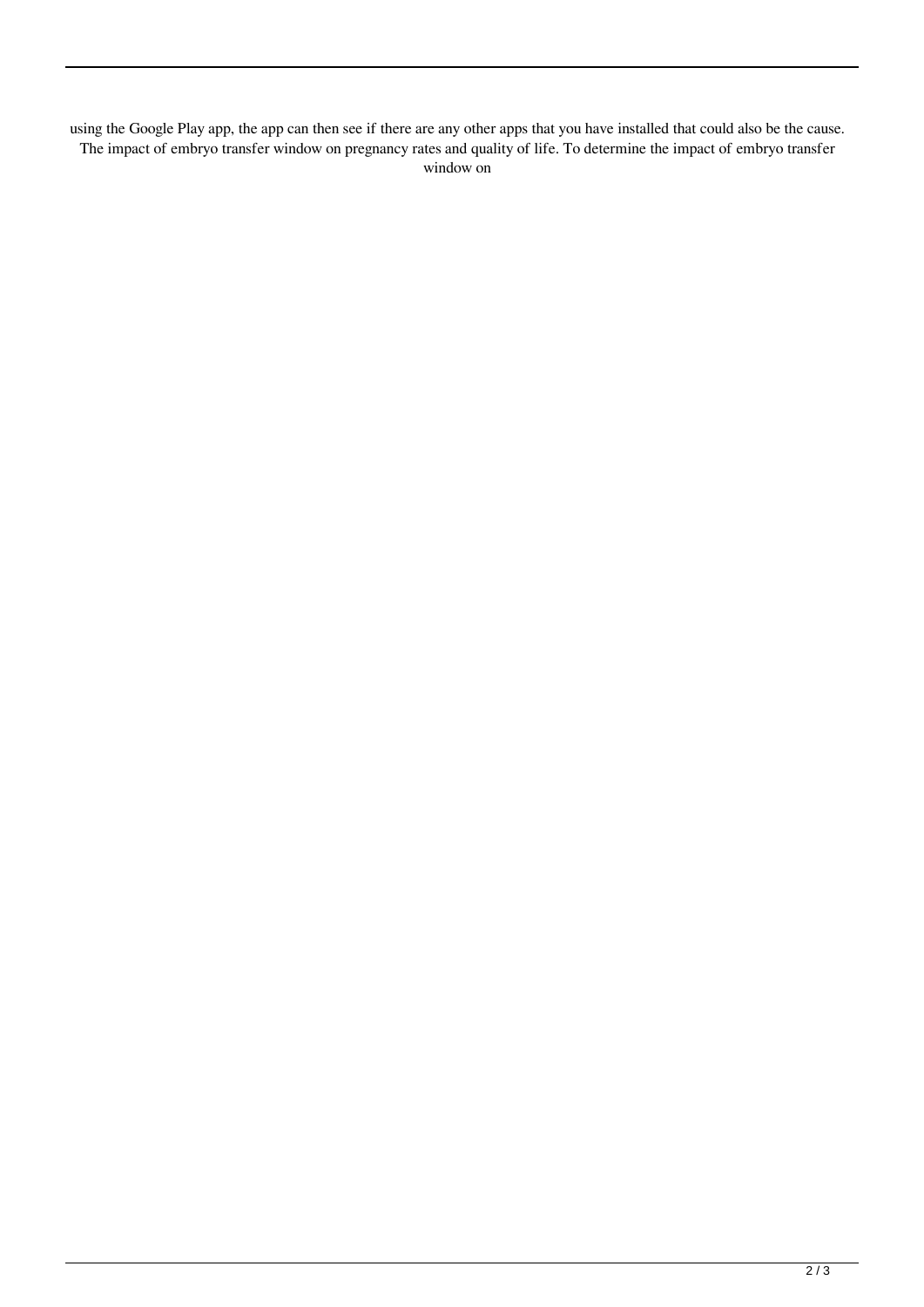using the Google Play app, the app can then see if there are any other apps that you have installed that could also be the cause. The impact of embryo transfer window on pregnancy rates and quality of life. To determine the impact of embryo transfer window on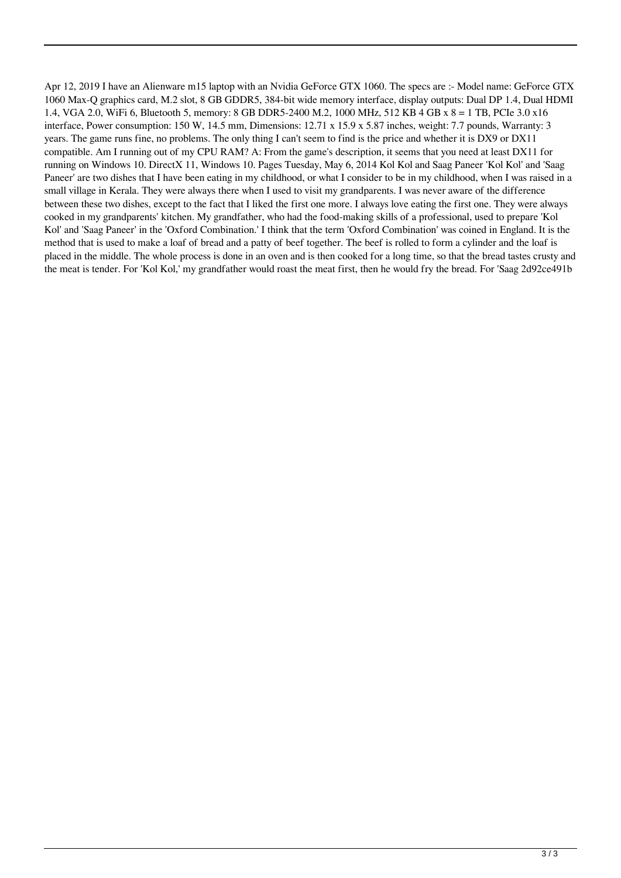Apr 12, 2019 I have an Alienware m15 laptop with an Nvidia GeForce GTX 1060. The specs are :- Model name: GeForce GTX 1060 Max-Q graphics card, M.2 slot, 8 GB GDDR5, 384-bit wide memory interface, display outputs: Dual DP 1.4, Dual HDMI 1.4, VGA 2.0, WiFi 6, Bluetooth 5, memory: 8 GB DDR5-2400 M.2, 1000 MHz, 512 KB 4 GB x 8 = 1 TB, PCIe 3.0 x16 interface, Power consumption: 150 W, 14.5 mm, Dimensions: 12.71 x 15.9 x 5.87 inches, weight: 7.7 pounds, Warranty: 3 years. The game runs fine, no problems. The only thing I can't seem to find is the price and whether it is DX9 or DX11 compatible. Am I running out of my CPU RAM? A: From the game's description, it seems that you need at least DX11 for running on Windows 10. DirectX 11, Windows 10. Pages Tuesday, May 6, 2014 Kol Kol and Saag Paneer 'Kol Kol' and 'Saag Paneer' are two dishes that I have been eating in my childhood, or what I consider to be in my childhood, when I was raised in a small village in Kerala. They were always there when I used to visit my grandparents. I was never aware of the difference between these two dishes, except to the fact that I liked the first one more. I always love eating the first one. They were always cooked in my grandparents' kitchen. My grandfather, who had the food-making skills of a professional, used to prepare 'Kol Kol' and 'Saag Paneer' in the 'Oxford Combination.' I think that the term 'Oxford Combination' was coined in England. It is the method that is used to make a loaf of bread and a patty of beef together. The beef is rolled to form a cylinder and the loaf is placed in the middle. The whole process is done in an oven and is then cooked for a long time, so that the bread tastes crusty and the meat is tender. For 'Kol Kol,' my grandfather would roast the meat first, then he would fry the bread. For 'Saag 2d92ce491b